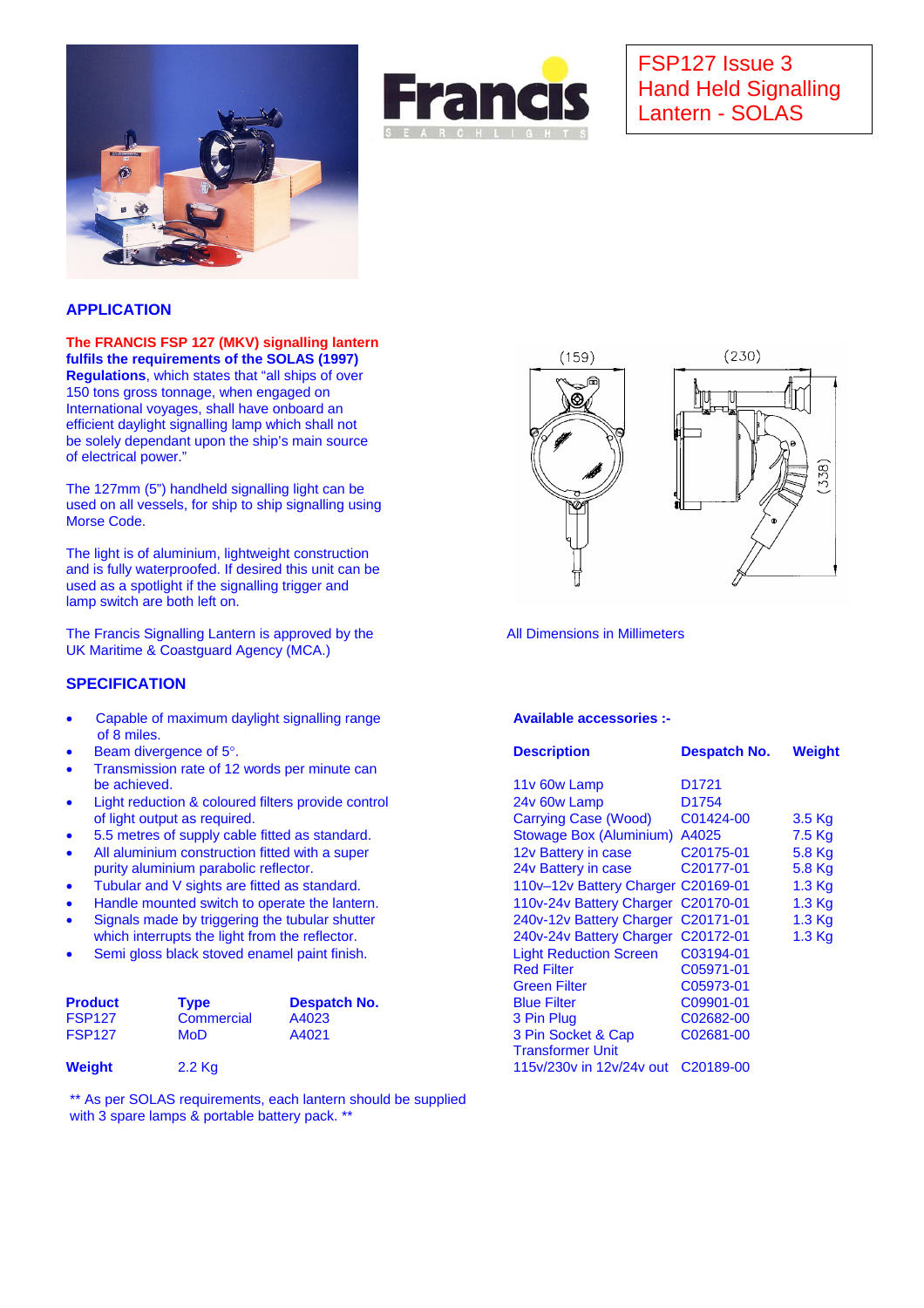# FSP127 Issue 3 Hand Held Signalling Lantern - SOLAS

## APPLICATION

**The FRANCIS FSP 127 (MKV) signalling lantern fulfils the requirements of the SOLAS (1997) Regulations**, which states that "all ships of over 150 tons gross tonnage, when engaged on International voyages, shall have onboard an efficient daylight signalling lamp which shall not be solely dependant upon the ship's main source of electrical power."

The 127mm (5") handheld signalling light can be used on all vessels, for ship to ship signalling using Morse Code.

The light is of aluminium, lightweight construction and is fully waterproofed. If desired this unit can be used as a spotlight if the signalling trigger and lamp switch are both left on.

The Francis Signalling Lantern is approved by the UK Maritime & Coastguard Agency (MCA.)

All Dimensions in Millimeters

## SPECIFICATION

- Capable of maximum daylight signalling range of 8 miles.
- Beam divergence of 5°.
- Transmission rate of 12 words per minute can be achieved.
- Light reduction & coloured filters provide control of light output as required.
- 5.5 metres of supply cable fitted as standard.
- All aluminium construction fitted with a super purity aluminium parabolic reflector.
- Tubular and V sights are fitted as standard.
- Handle mounted switch to operate the lantern.
- Signals made by triggering the tubular shutter which interrupts the light from the reflector.
- Semi gloss black stoved enamel paint finish.

| Product | Type | Despatch No. |
|---|---|---|
| FSP127 | Commercial | A4023 |
| FSP127 | MoD | A4021 |

**Weight** 2.2 Kg

** As per SOLAS requirements, each lantern should be supplied with 3 spare lamps & portable battery pack. **

**Available accessories :-**

| Description | Despatch No. | Weight |
|---|---|---|
| 11v 60w Lamp | D1721 | |
| 24v 60w Lamp | D1754 | |
| Carrying Case (Wood) | C01424-00 | 3.5 Kg |
| Stowage Box (Aluminium) | A4025 | 7.5 Kg |
| 12v Battery in case | C20175-01 | 5.8 Kg |
| 24v Battery in case | C20177-01 | 5.8 Kg |
| 110v–12v Battery Charger | C20169-01 | 1.3 Kg |
| 110v-24v Battery Charger | C20170-01 | 1.3 Kg |
| 240v-12v Battery Charger | C20171-01 | 1.3 Kg |
| 240v-24v Battery Charger | C20172-01 | 1.3 Kg |
| Light Reduction Screen | C03194-01 | |
| Red Filter | C05971-01 | |
| Green Filter | C05973-01 | |
| Blue Filter | C09901-01 | |
| 3 Pin Plug | C02682-00 | |
| 3 Pin Socket & Cap | C02681-00 | |
| Transformer Unit 115v/230v in 12v/24v out | C20189-00 | |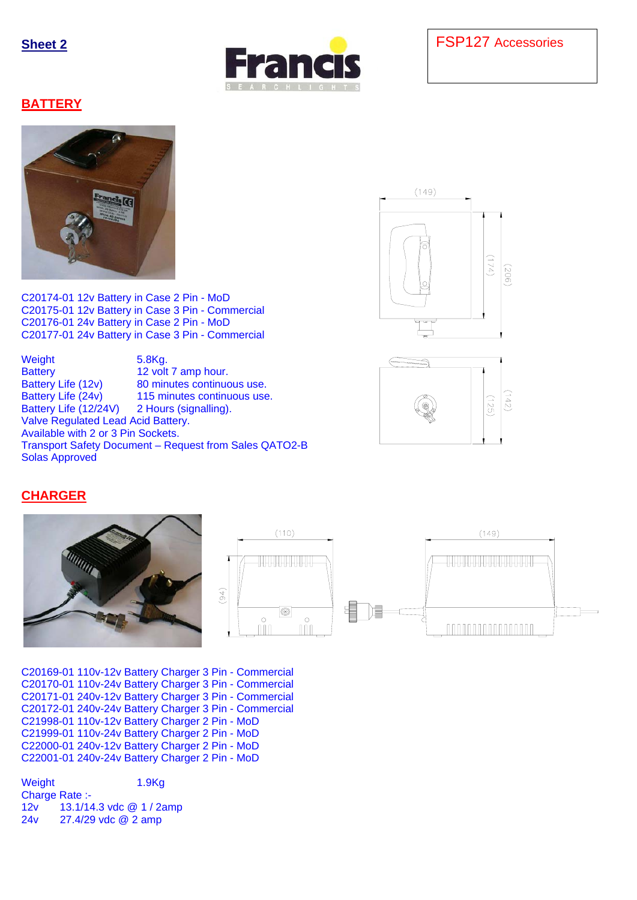**Sheet 2**

FSP127 Accessories

## BATTERY

C20174-01 12v Battery in Case 2 Pin - MoD
C20175-01 12v Battery in Case 3 Pin - Commercial
C20176-01 24v Battery in Case 2 Pin - MoD
C20177-01 24v Battery in Case 3 Pin - Commercial

| | |
|---|---|
| Weight | 5.8Kg. |
| Battery | 12 volt 7 amp hour. |
| Battery Life (12v) | 80 minutes continuous use. |
| Battery Life (24v) | 115 minutes continuous use. |
| Battery Life (12/24V) | 2 Hours (signalling). |

Valve Regulated Lead Acid Battery.
Available with 2 or 3 Pin Sockets.
Transport Safety Document – Request from Sales QATO2-B
Solas Approved

## CHARGER

C20169-01 110v-12v Battery Charger 3 Pin - Commercial
C20170-01 110v-24v Battery Charger 3 Pin - Commercial
C20171-01 240v-12v Battery Charger 3 Pin - Commercial
C20172-01 240v-24v Battery Charger 3 Pin - Commercial
C21998-01 110v-12v Battery Charger 2 Pin - MoD
C21999-01 110v-24v Battery Charger 2 Pin - MoD
C22000-01 240v-12v Battery Charger 2 Pin - MoD
C22001-01 240v-24v Battery Charger 2 Pin - MoD

Weight 1.9Kg
Charge Rate :-
12v 13.1/14.3 vdc @ 1 / 2amp
24v 27.4/29 vdc @ 2 amp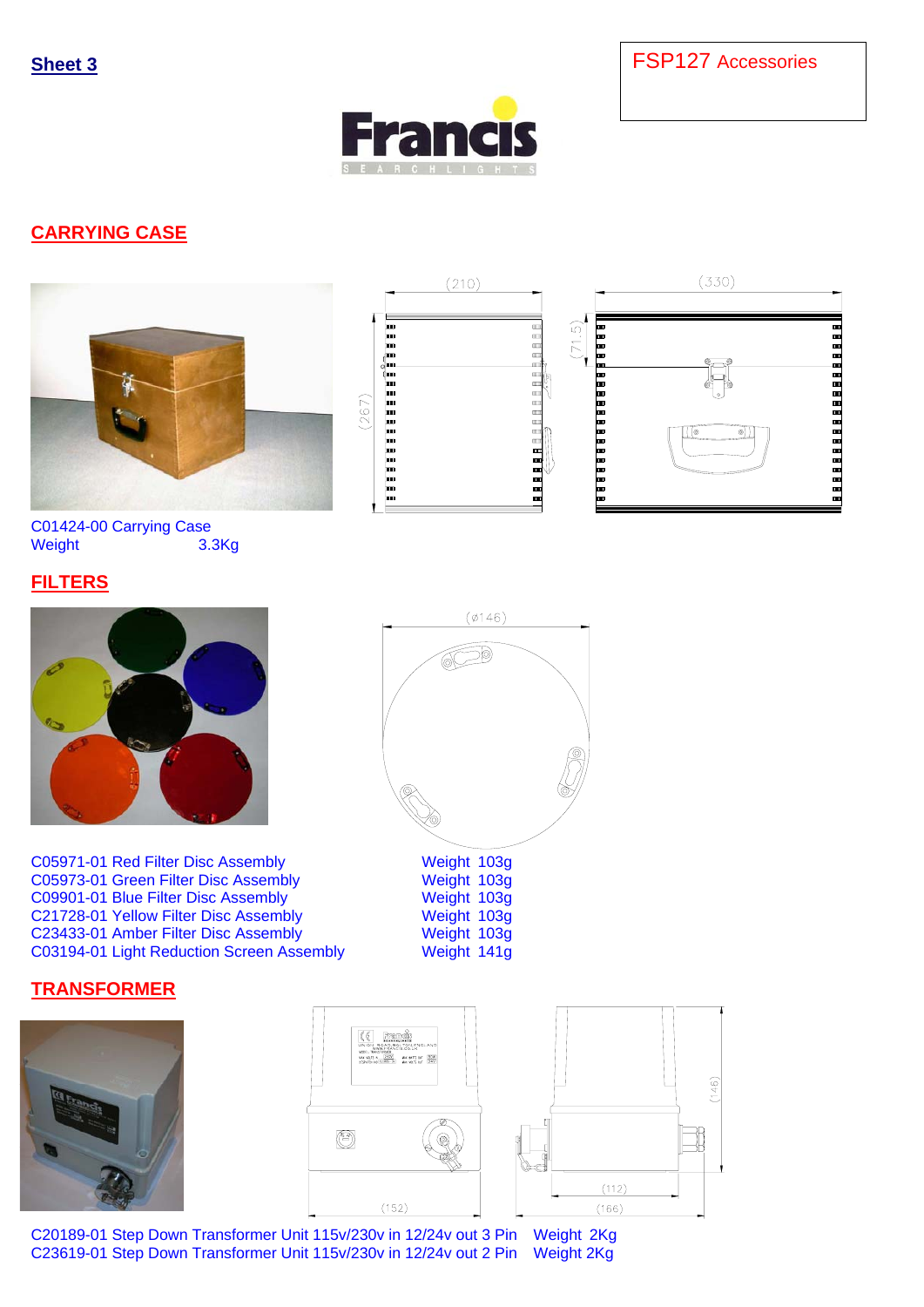**Sheet 3**

FSP127 Accessories

## CARRYING CASE

C01424-00 Carrying Case
Weight 3.3Kg

## FILTERS

| | |
|---|---|
| C05971-01 Red Filter Disc Assembly | Weight 103g |
| C05973-01 Green Filter Disc Assembly | Weight 103g |
| C09901-01 Blue Filter Disc Assembly | Weight 103g |
| C21728-01 Yellow Filter Disc Assembly | Weight 103g |
| C23433-01 Amber Filter Disc Assembly | Weight 103g |
| C03194-01 Light Reduction Screen Assembly | Weight 141g |

## TRANSFORMER

| | |
|---|---|
| C20189-01 Step Down Transformer Unit 115v/230v in 12/24v out 3 Pin | Weight 2Kg |
| C23619-01 Step Down Transformer Unit 115v/230v in 12/24v out 2 Pin | Weight 2Kg |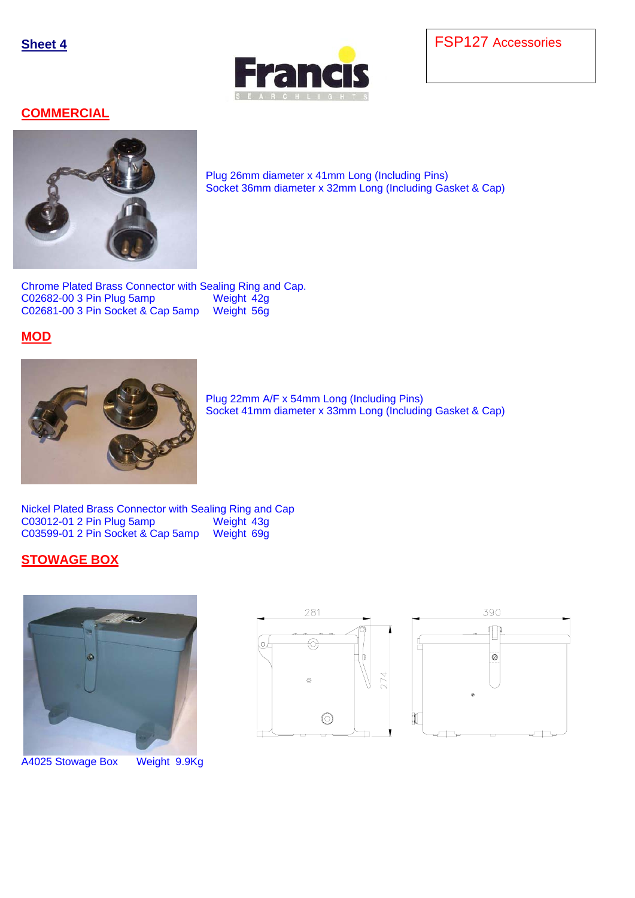**Sheet 4**

Francis

SEARCHLIGHTS

FSP127 Accessories

## COMMERCIAL

Plug 26mm diameter x 41mm Long (Including Pins)
Socket 36mm diameter x 32mm Long (Including Gasket & Cap)

Chrome Plated Brass Connector with Sealing Ring and Cap.
C02682-00 3 Pin Plug 5amp Weight 42g
C02681-00 3 Pin Socket & Cap 5amp Weight 56g

## MOD

Plug 22mm A/F x 54mm Long (Including Pins)
Socket 41mm diameter x 33mm Long (Including Gasket & Cap)

Nickel Plated Brass Connector with Sealing Ring and Cap
C03012-01 2 Pin Plug 5amp Weight 43g
C03599-01 2 Pin Socket & Cap 5amp Weight 69g

## STOWAGE BOX

281

274

390

A4025 Stowage Box Weight 9.9Kg